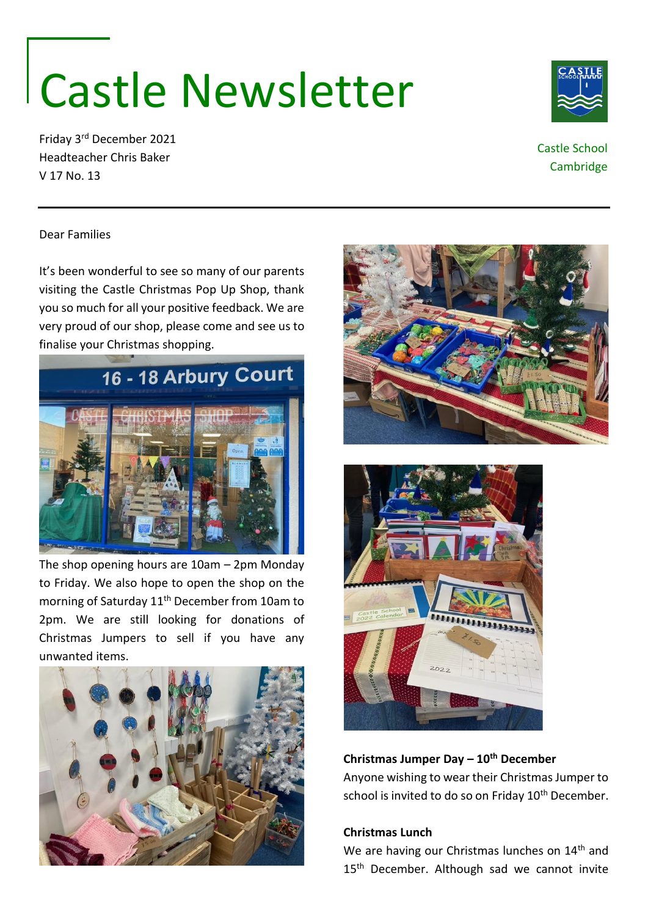# Castle Newsletter

Friday 3rd December 2021
Headteacher Chris Baker
V 17 No. 13

Castle School
Cambridge

---

Dear Families

It's been wonderful to see so many of our parents visiting the Castle Christmas Pop Up Shop, thank you so much for all your positive feedback. We are very proud of our shop, please come and see us to finalise your Christmas shopping.

The shop opening hours are 10am – 2pm Monday to Friday. We also hope to open the shop on the morning of Saturday 11th December from 10am to 2pm. We are still looking for donations of Christmas Jumpers to sell if you have any unwanted items.

**Christmas Jumper Day – 10th December**
Anyone wishing to wear their Christmas Jumper to school is invited to do so on Friday 10th December.

**Christmas Lunch**
We are having our Christmas lunches on 14th and 15th December. Although sad we cannot invite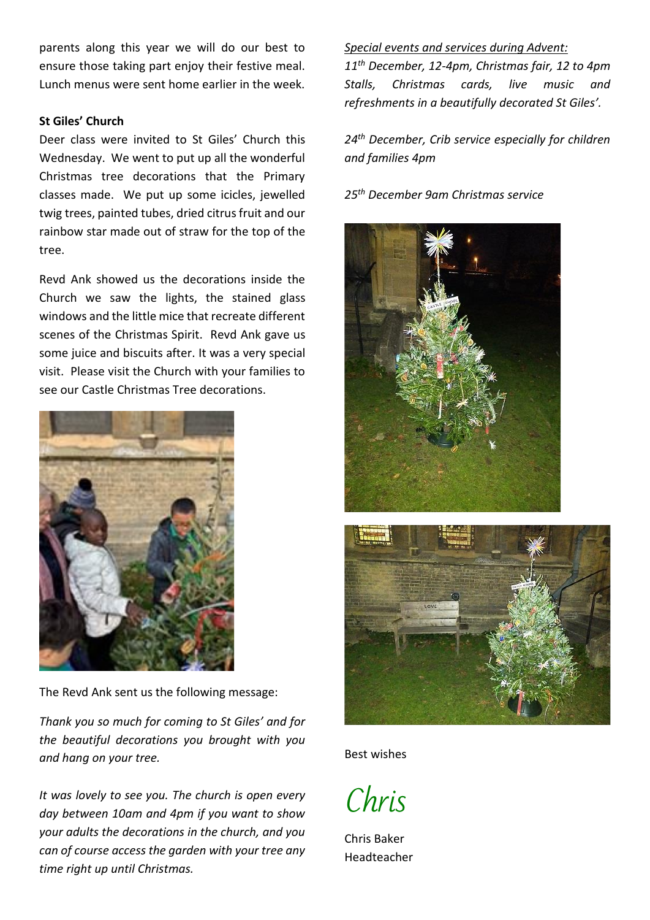parents along this year we will do our best to ensure those taking part enjoy their festive meal. Lunch menus were sent home earlier in the week.

**St Giles' Church**

Deer class were invited to St Giles' Church this Wednesday. We went to put up all the wonderful Christmas tree decorations that the Primary classes made. We put up some icicles, jewelled twig trees, painted tubes, dried citrus fruit and our rainbow star made out of straw for the top of the tree.

Revd Ank showed us the decorations inside the Church we saw the lights, the stained glass windows and the little mice that recreate different scenes of the Christmas Spirit. Revd Ank gave us some juice and biscuits after. It was a very special visit. Please visit the Church with your families to see our Castle Christmas Tree decorations.

The Revd Ank sent us the following message:

*Thank you so much for coming to St Giles' and for the beautiful decorations you brought with you and hang on your tree.*

*It was lovely to see you. The church is open every day between 10am and 4pm if you want to show your adults the decorations in the church, and you can of course access the garden with your tree any time right up until Christmas.*

*Special events and services during Advent:*

*11th December, 12-4pm, Christmas fair, 12 to 4pm Stalls, Christmas cards, live music and refreshments in a beautifully decorated St Giles'.*

*24th December, Crib service especially for children and families 4pm*

*25th December 9am Christmas service*

Best wishes

Chris

Chris Baker
Headteacher